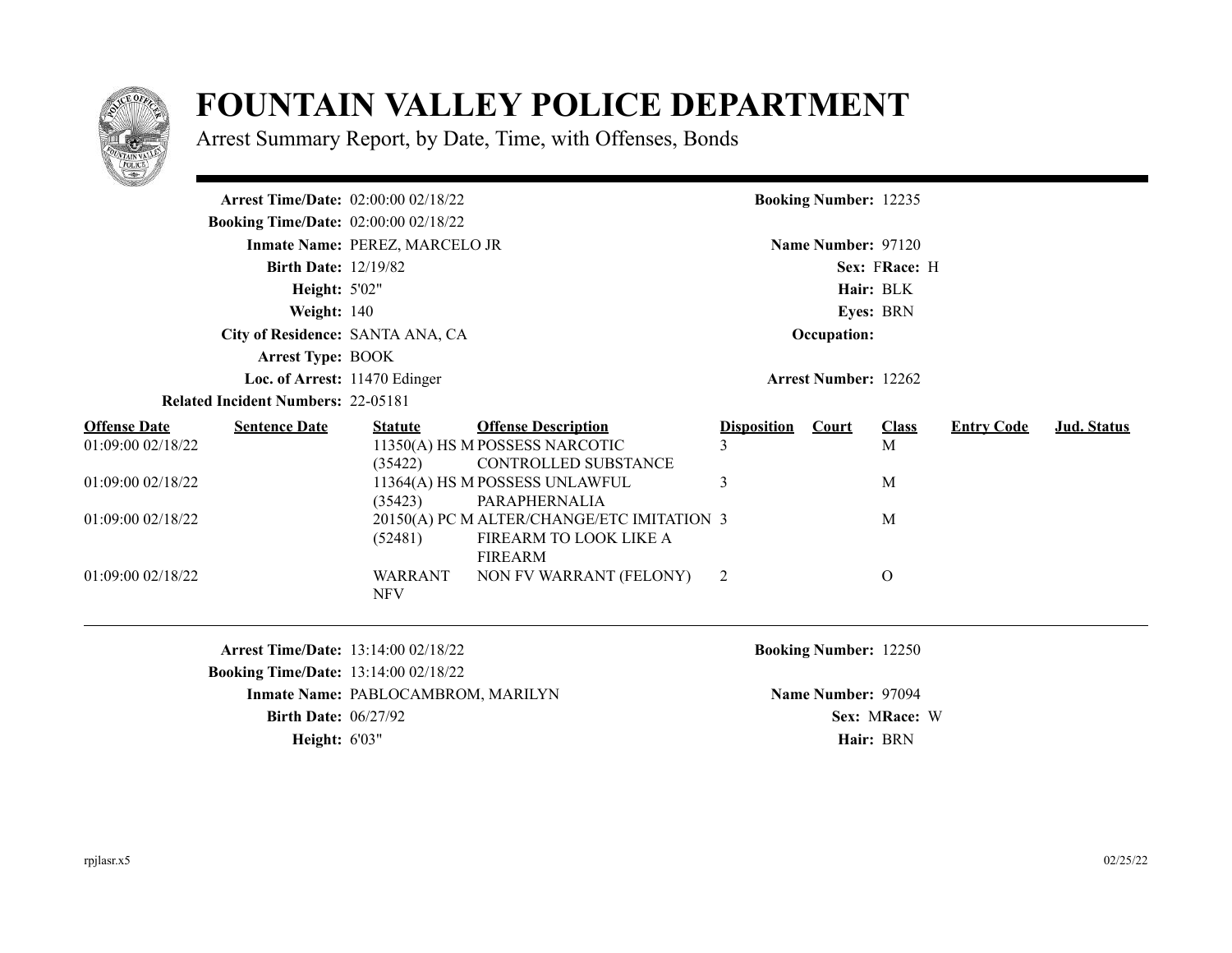# FOUNTAIN VALLEY POLICE DEPARTMENT

Arrest Summary Report, by Date, Time, with Offenses, Bonds

**Arrest Time/Date:** 02:00:00 02/18/22
**Booking Number:** 12235
**Booking Time/Date:** 02:00:00 02/18/22
**Inmate Name:** PEREZ, MARCELO JR
**Name Number:** 97120
**Birth Date:** 12/19/82
**Sex:** F **Race:** H
**Height:** 5'02"
**Hair:** BLK
**Weight:** 140
**Eyes:** BRN
**City of Residence:** SANTA ANA, CA
**Occupation:**
**Arrest Type:** BOOK
**Loc. of Arrest:** 11470 Edinger
**Arrest Number:** 12262
**Related Incident Numbers:** 22-05181

| Offense Date | Sentence Date | Statute | Offense Description | Disposition | Court | Class | Entry Code | Jud. Status |
|---|---|---|---|---|---|---|---|---|
| 01:09:00 02/18/22 | | 11350(A) HS M (35422) | POSSESS NARCOTIC CONTROLLED SUBSTANCE | 3 | | M | | |
| 01:09:00 02/18/22 | | 11364(A) HS M (35423) | POSSESS UNLAWFUL PARAPHERNALIA | 3 | | M | | |
| 01:09:00 02/18/22 | | 20150(A) PC M (52481) | ALTER/CHANGE/ETC IMITATION FIREARM TO LOOK LIKE A FIREARM | 3 | | M | | |
| 01:09:00 02/18/22 | | WARRANT NFV | NON FV WARRANT (FELONY) | 2 | | O | | |

---

**Arrest Time/Date:** 13:14:00 02/18/22
**Booking Number:** 12250
**Booking Time/Date:** 13:14:00 02/18/22
**Inmate Name:** PABLOCAMBROM, MARILYN
**Name Number:** 97094
**Birth Date:** 06/27/92
**Sex:** M **Race:** W
**Height:** 6'03"
**Hair:** BRN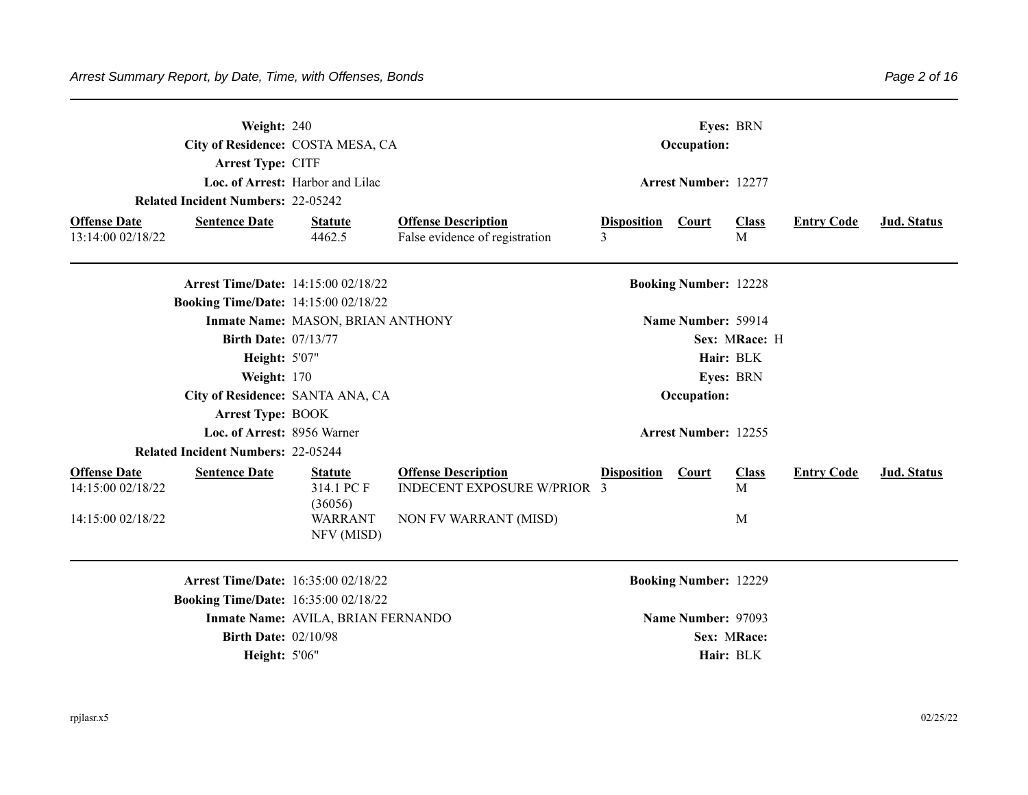**Weight:** 240 **Eyes:** BRN
**City of Residence:** COSTA MESA, CA **Occupation:**
**Arrest Type:** CITF
**Loc. of Arrest:** Harbor and Lilac **Arrest Number:** 12277
**Related Incident Numbers:** 22-05242

| Offense Date | Sentence Date | Statute | Offense Description | Disposition | Court | Class | Entry Code | Jud. Status |
|---|---|---|---|---|---|---|---|---|
| 13:14:00 02/18/22 | | 4462.5 | False evidence of registration | 3 | | M | | |

---

**Arrest Time/Date:** 14:15:00 02/18/22 **Booking Number:** 12228
**Booking Time/Date:** 14:15:00 02/18/22
**Inmate Name:** MASON, BRIAN ANTHONY **Name Number:** 59914
**Birth Date:** 07/13/77 **Sex:** M **Race:** H
**Height:** 5'07" **Hair:** BLK
**Weight:** 170 **Eyes:** BRN
**City of Residence:** SANTA ANA, CA **Occupation:**
**Arrest Type:** BOOK
**Loc. of Arrest:** 8956 Warner **Arrest Number:** 12255
**Related Incident Numbers:** 22-05244

| Offense Date | Sentence Date | Statute | Offense Description | Disposition | Court | Class | Entry Code | Jud. Status |
|---|---|---|---|---|---|---|---|---|
| 14:15:00 02/18/22 | | 314.1 PC F (36056) | INDECENT EXPOSURE W/PRIOR | 3 | | M | | |
| 14:15:00 02/18/22 | | WARRANT NFV (MISD) | NON FV WARRANT (MISD) | | | M | | |

---

**Arrest Time/Date:** 16:35:00 02/18/22 **Booking Number:** 12229
**Booking Time/Date:** 16:35:00 02/18/22
**Inmate Name:** AVILA, BRIAN FERNANDO **Name Number:** 97093
**Birth Date:** 02/10/98 **Sex:** M **Race:**
**Height:** 5'06" **Hair:** BLK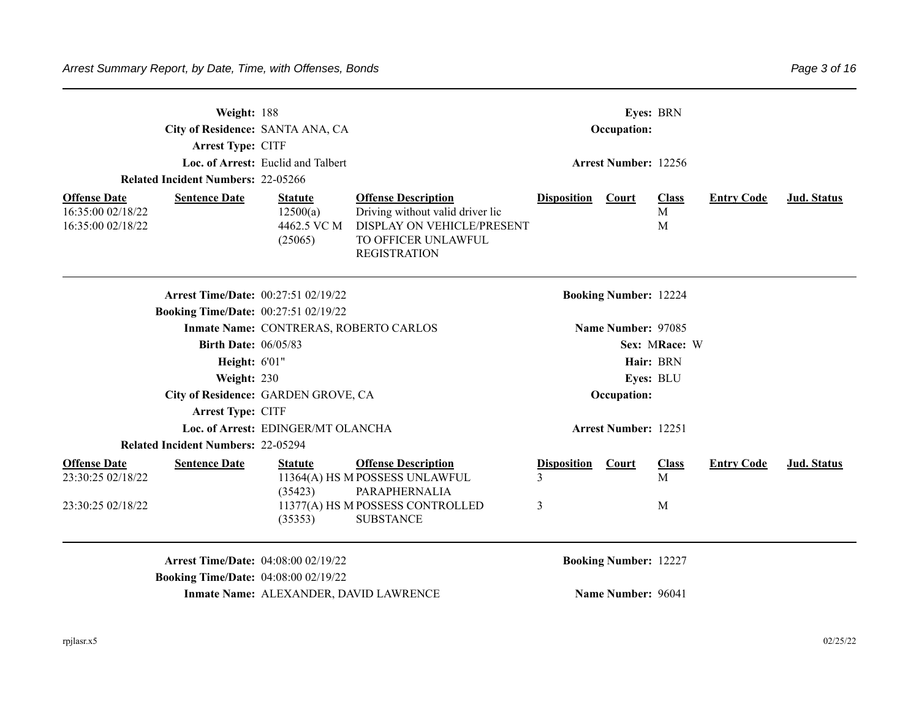**Weight:** 188 **Eyes:** BRN

**City of Residence:** SANTA ANA, CA **Occupation:**

**Arrest Type:** CITF

**Loc. of Arrest:** Euclid and Talbert **Arrest Number:** 12256

**Related Incident Numbers:** 22-05266

| Offense Date | Sentence Date | Statute | Offense Description | Disposition | Court | Class | Entry Code | Jud. Status |
|---|---|---|---|---|---|---|---|---|
| 16:35:00 02/18/22 | | 12500(a) | Driving without valid driver lic | | | M | | |
| 16:35:00 02/18/22 | | 4462.5 VC M (25065) | DISPLAY ON VEHICLE/PRESENT TO OFFICER UNLAWFUL REGISTRATION | | | M | | |

---

**Arrest Time/Date:** 00:27:51 02/19/22 **Booking Number:** 12224

**Booking Time/Date:** 00:27:51 02/19/22

**Inmate Name:** CONTRERAS, ROBERTO CARLOS **Name Number:** 97085

**Birth Date:** 06/05/83 **Sex:** M **Race:** W

**Height:** 6'01" **Hair:** BRN

**Weight:** 230 **Eyes:** BLU

**City of Residence:** GARDEN GROVE, CA **Occupation:**

**Arrest Type:** CITF

**Loc. of Arrest:** EDINGER/MT OLANCHA **Arrest Number:** 12251

**Related Incident Numbers:** 22-05294

| Offense Date | Sentence Date | Statute | Offense Description | Disposition | Court | Class | Entry Code | Jud. Status |
|---|---|---|---|---|---|---|---|---|
| 23:30:25 02/18/22 | | 11364(A) HS M (35423) | POSSESS UNLAWFUL PARAPHERNALIA | 3 | | M | | |
| 23:30:25 02/18/22 | | 11377(A) HS M (35353) | POSSESS CONTROLLED SUBSTANCE | 3 | | M | | |

---

**Arrest Time/Date:** 04:08:00 02/19/22 **Booking Number:** 12227

**Booking Time/Date:** 04:08:00 02/19/22

**Inmate Name:** ALEXANDER, DAVID LAWRENCE **Name Number:** 96041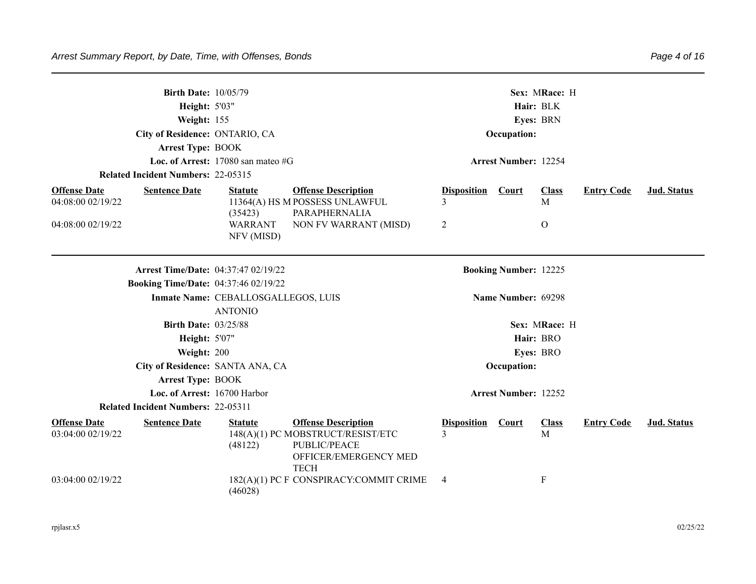**Birth Date:** 10/05/79 **Sex:** M **Race:** H
**Height:** 5'03" **Hair:** BLK
**Weight:** 155 **Eyes:** BRN
**City of Residence:** ONTARIO, CA **Occupation:**
**Arrest Type:** BOOK
**Loc. of Arrest:** 17080 san mateo #G **Arrest Number:** 12254
**Related Incident Numbers:** 22-05315

| Offense Date | Sentence Date | Statute | Offense Description | Disposition | Court | Class | Entry Code | Jud. Status |
|---|---|---|---|---|---|---|---|---|
| 04:08:00 02/19/22 | | 11364(A) HS M (35423) | POSSESS UNLAWFUL PARAPHERNALIA | 3 | | M | | |
| 04:08:00 02/19/22 | | WARRANT NFV (MISD) | NON FV WARRANT (MISD) | 2 | | O | | |

---

**Arrest Time/Date:** 04:37:47 02/19/22 **Booking Number:** 12225
**Booking Time/Date:** 04:37:46 02/19/22
**Inmate Name:** CEBALLOSGALLEGOS, LUIS ANTONIO **Name Number:** 69298
**Birth Date:** 03/25/88 **Sex:** M **Race:** H
**Height:** 5'07" **Hair:** BRO
**Weight:** 200 **Eyes:** BRO
**City of Residence:** SANTA ANA, CA **Occupation:**
**Arrest Type:** BOOK
**Loc. of Arrest:** 16700 Harbor **Arrest Number:** 12252
**Related Incident Numbers:** 22-05311

| Offense Date | Sentence Date | Statute | Offense Description | Disposition | Court | Class | Entry Code | Jud. Status |
|---|---|---|---|---|---|---|---|---|
| 03:04:00 02/19/22 | | 148(A)(1) PC M (48122) | OBSTRUCT/RESIST/ETC PUBLIC/PEACE OFFICER/EMERGENCY MED TECH | 3 | | M | | |
| 03:04:00 02/19/22 | | 182(A)(1) PC F (46028) | CONSPIRACY:COMMIT CRIME | 4 | | F | | |

rpjlasr.x5 02/25/22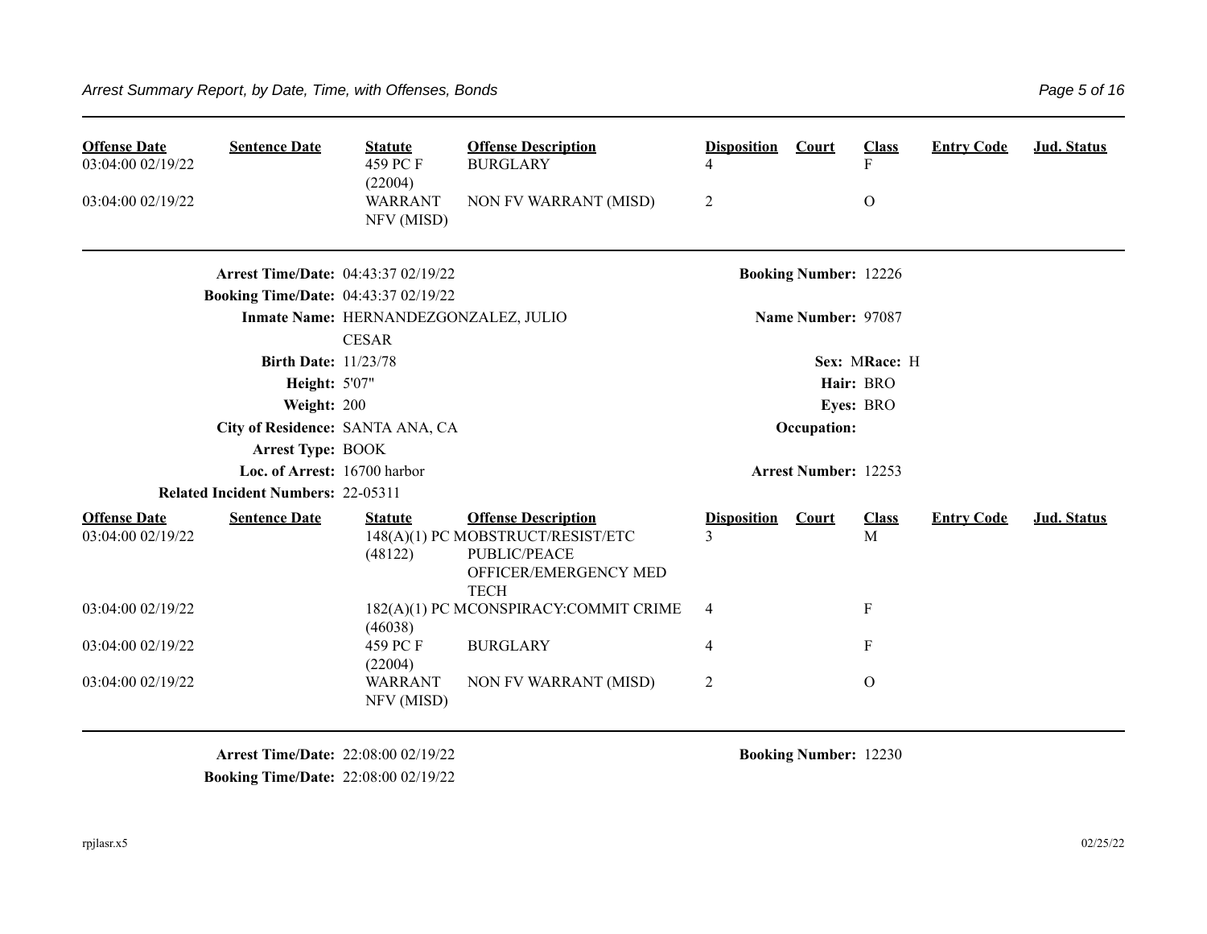| Offense Date | Sentence Date | Statute | Offense Description | Disposition | Court | Class | Entry Code | Jud. Status |
|---|---|---|---|---|---|---|---|---|
| 03:04:00 02/19/22 | | 459 PC F (22004) | BURGLARY | 4 | | F | | |
| 03:04:00 02/19/22 | | WARRANT NFV (MISD) | NON FV WARRANT (MISD) | 2 | | O | | |

**Arrest Time/Date:** 04:43:37 02/19/22
**Booking Number:** 12226
**Booking Time/Date:** 04:43:37 02/19/22
**Inmate Name:** HERNANDEZGONZALEZ, JULIO CESAR
**Name Number:** 97087
**Birth Date:** 11/23/78
**Sex:** M **Race:** H
**Height:** 5'07"
**Hair:** BRO
**Weight:** 200
**Eyes:** BRO
**City of Residence:** SANTA ANA, CA
**Occupation:**
**Arrest Type:** BOOK
**Loc. of Arrest:** 16700 harbor
**Arrest Number:** 12253
**Related Incident Numbers:** 22-05311

| Offense Date | Sentence Date | Statute | Offense Description | Disposition | Court | Class | Entry Code | Jud. Status |
|---|---|---|---|---|---|---|---|---|
| 03:04:00 02/19/22 | | 148(A)(1) PC M (48122) | OBSTRUCT/RESIST/ETC PUBLIC/PEACE OFFICER/EMERGENCY MED TECH | 3 | | M | | |
| 03:04:00 02/19/22 | | 182(A)(1) PC M (46038) | CONSPIRACY:COMMIT CRIME | 4 | | F | | |
| 03:04:00 02/19/22 | | 459 PC F (22004) | BURGLARY | 4 | | F | | |
| 03:04:00 02/19/22 | | WARRANT NFV (MISD) | NON FV WARRANT (MISD) | 2 | | O | | |

**Arrest Time/Date:** 22:08:00 02/19/22
**Booking Number:** 12230
**Booking Time/Date:** 22:08:00 02/19/22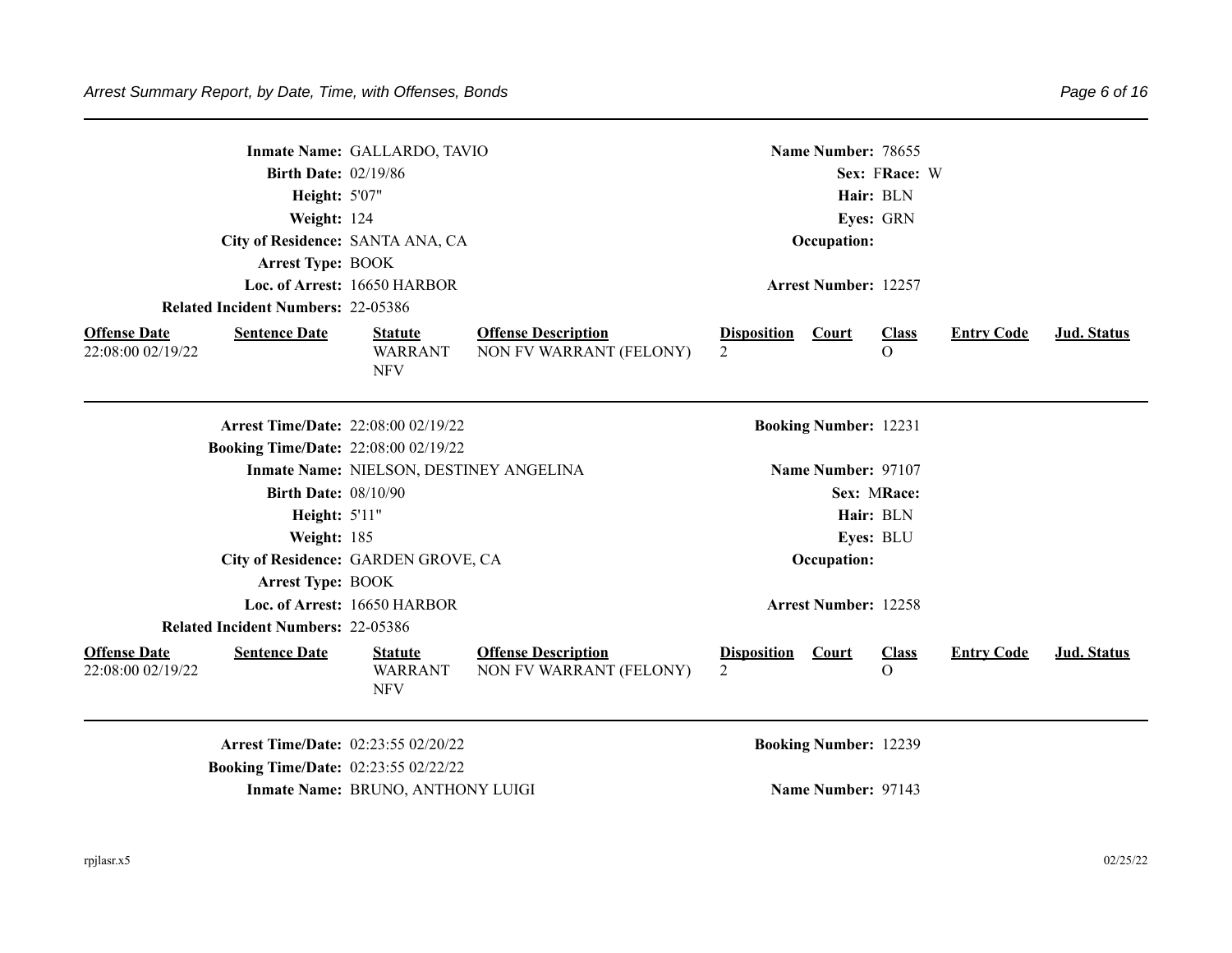Inmate Name: GALLARDO, TAVIO | Name Number: 78655
Birth Date: 02/19/86 | Sex: F Race: W
Height: 5'07" | Hair: BLN
Weight: 124 | Eyes: GRN
City of Residence: SANTA ANA, CA | Occupation:
Arrest Type: BOOK
Loc. of Arrest: 16650 HARBOR | Arrest Number: 12257
Related Incident Numbers: 22-05386

| Offense Date | Sentence Date | Statute | Offense Description | Disposition | Court | Class | Entry Code | Jud. Status |
|---|---|---|---|---|---|---|---|---|
| 22:08:00 02/19/22 | | WARRANT NFV | NON FV WARRANT (FELONY) | 2 | | O | | |

---

Arrest Time/Date: 22:08:00 02/19/22 | Booking Number: 12231
Booking Time/Date: 22:08:00 02/19/22
Inmate Name: NIELSON, DESTINEY ANGELINA | Name Number: 97107
Birth Date: 08/10/90 | Sex: M Race:
Height: 5'11" | Hair: BLN
Weight: 185 | Eyes: BLU
City of Residence: GARDEN GROVE, CA | Occupation:
Arrest Type: BOOK
Loc. of Arrest: 16650 HARBOR | Arrest Number: 12258
Related Incident Numbers: 22-05386

| Offense Date | Sentence Date | Statute | Offense Description | Disposition | Court | Class | Entry Code | Jud. Status |
|---|---|---|---|---|---|---|---|---|
| 22:08:00 02/19/22 | | WARRANT NFV | NON FV WARRANT (FELONY) | 2 | | O | | |

---

Arrest Time/Date: 02:23:55 02/20/22 | Booking Number: 12239
Booking Time/Date: 02:23:55 02/22/22
Inmate Name: BRUNO, ANTHONY LUIGI | Name Number: 97143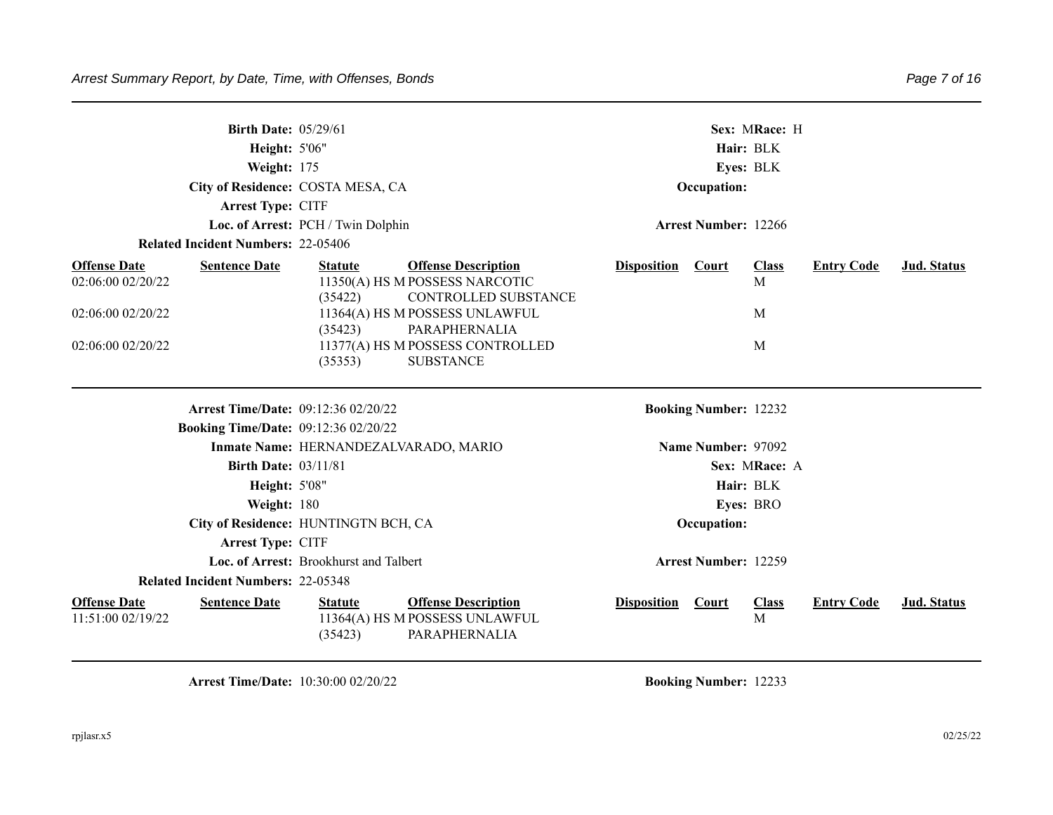**Birth Date:** 05/29/61 **Sex:** M **Race:** H

**Height:** 5'06" **Hair:** BLK

**Weight:** 175 **Eyes:** BLK

**City of Residence:** COSTA MESA, CA **Occupation:**

**Arrest Type:** CITF

**Loc. of Arrest:** PCH / Twin Dolphin **Arrest Number:** 12266

**Related Incident Numbers:** 22-05406

| Offense Date | Sentence Date | Statute | Offense Description | Disposition | Court | Class | Entry Code | Jud. Status |
|---|---|---|---|---|---|---|---|---|
| 02:06:00 02/20/22 | | 11350(A) HS M (35422) | POSSESS NARCOTIC CONTROLLED SUBSTANCE | | | M | | |
| 02:06:00 02/20/22 | | 11364(A) HS M (35423) | POSSESS UNLAWFUL PARAPHERNALIA | | | M | | |
| 02:06:00 02/20/22 | | 11377(A) HS M (35353) | POSSESS CONTROLLED SUBSTANCE | | | M | | |

---

**Arrest Time/Date:** 09:12:36 02/20/22 **Booking Number:** 12232

**Booking Time/Date:** 09:12:36 02/20/22

**Inmate Name:** HERNANDEZALVARADO, MARIO **Name Number:** 97092

**Birth Date:** 03/11/81 **Sex:** M **Race:** A

**Height:** 5'08" **Hair:** BLK

**Weight:** 180 **Eyes:** BRO

**City of Residence:** HUNTINGTN BCH, CA **Occupation:**

**Arrest Type:** CITF

**Loc. of Arrest:** Brookhurst and Talbert **Arrest Number:** 12259

**Related Incident Numbers:** 22-05348

| Offense Date | Sentence Date | Statute | Offense Description | Disposition | Court | Class | Entry Code | Jud. Status |
|---|---|---|---|---|---|---|---|---|
| 11:51:00 02/19/22 | | 11364(A) HS M (35423) | POSSESS UNLAWFUL PARAPHERNALIA | | | M | | |

---

**Arrest Time/Date:** 10:30:00 02/20/22 **Booking Number:** 12233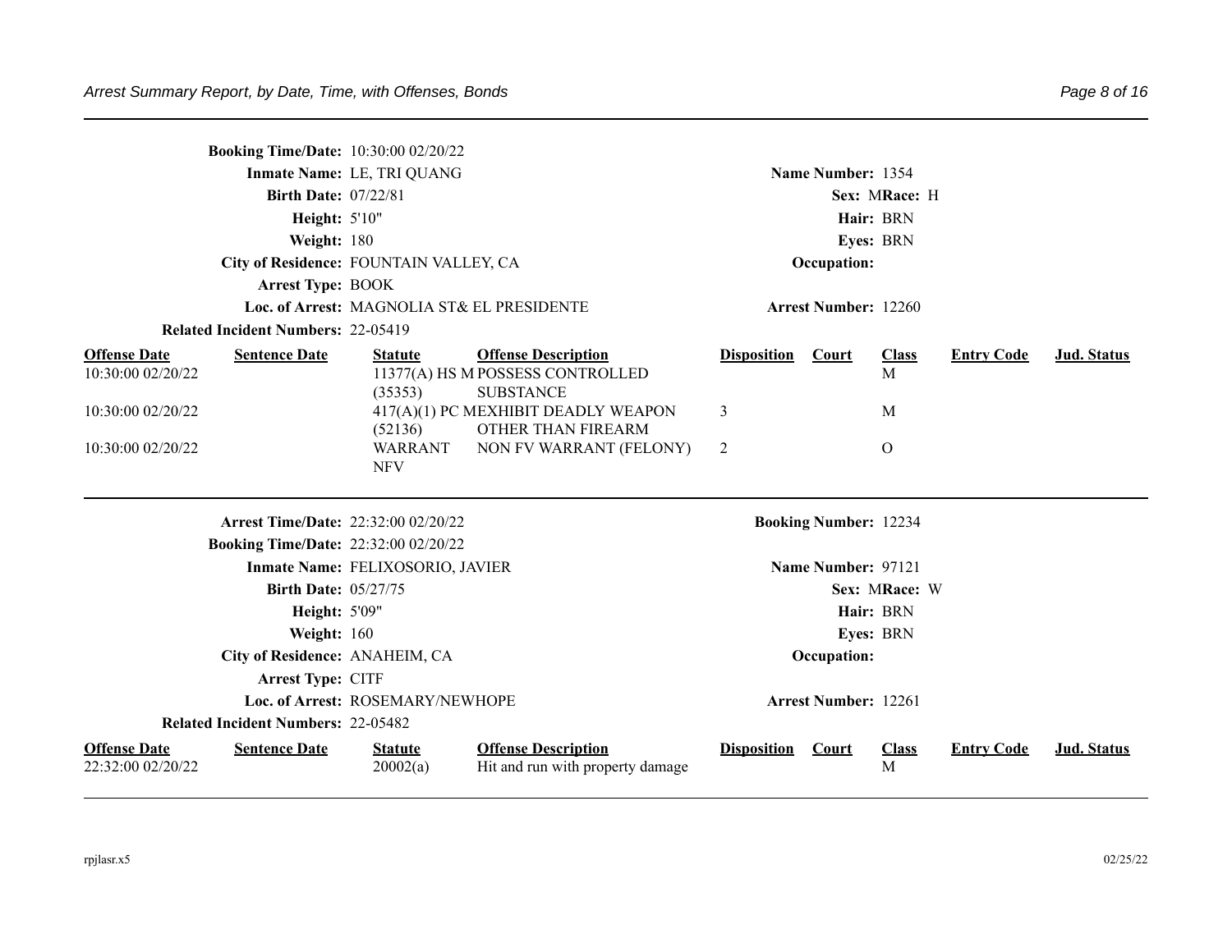**Booking Time/Date:** 10:30:00 02/20/22

**Inmate Name:** LE, TRI QUANG
**Name Number:** 1354

**Birth Date:** 07/22/81
**Sex:** M **Race:** H

**Height:** 5'10"
**Hair:** BRN

**Weight:** 180
**Eyes:** BRN

**City of Residence:** FOUNTAIN VALLEY, CA
**Occupation:**

**Arrest Type:** BOOK

**Loc. of Arrest:** MAGNOLIA ST& EL PRESIDENTE
**Arrest Number:** 12260

**Related Incident Numbers:** 22-05419

| Offense Date | Sentence Date | Statute | Offense Description | Disposition | Court | Class | Entry Code | Jud. Status |
|---|---|---|---|---|---|---|---|---|
| 10:30:00 02/20/22 | | 11377(A) HS (35353) | M POSSESS CONTROLLED SUBSTANCE | | | M | | |
| 10:30:00 02/20/22 | | 417(A)(1) PC (52136) | M EXHIBIT DEADLY WEAPON OTHER THAN FIREARM | 3 | | M | | |
| 10:30:00 02/20/22 | | WARRANT NFV | NON FV WARRANT (FELONY) | 2 | | O | | |

---

**Arrest Time/Date:** 22:32:00 02/20/22
**Booking Number:** 12234

**Booking Time/Date:** 22:32:00 02/20/22

**Inmate Name:** FELIXOSORIO, JAVIER
**Name Number:** 97121

**Birth Date:** 05/27/75
**Sex:** M **Race:** W

**Height:** 5'09"
**Hair:** BRN

**Weight:** 160
**Eyes:** BRN

**City of Residence:** ANAHEIM, CA
**Occupation:**

**Arrest Type:** CITF

**Loc. of Arrest:** ROSEMARY/NEWHOPE
**Arrest Number:** 12261

**Related Incident Numbers:** 22-05482

| Offense Date | Sentence Date | Statute | Offense Description | Disposition | Court | Class | Entry Code | Jud. Status |
|---|---|---|---|---|---|---|---|---|
| 22:32:00 02/20/22 | | 20002(a) | Hit and run with property damage | | | M | | |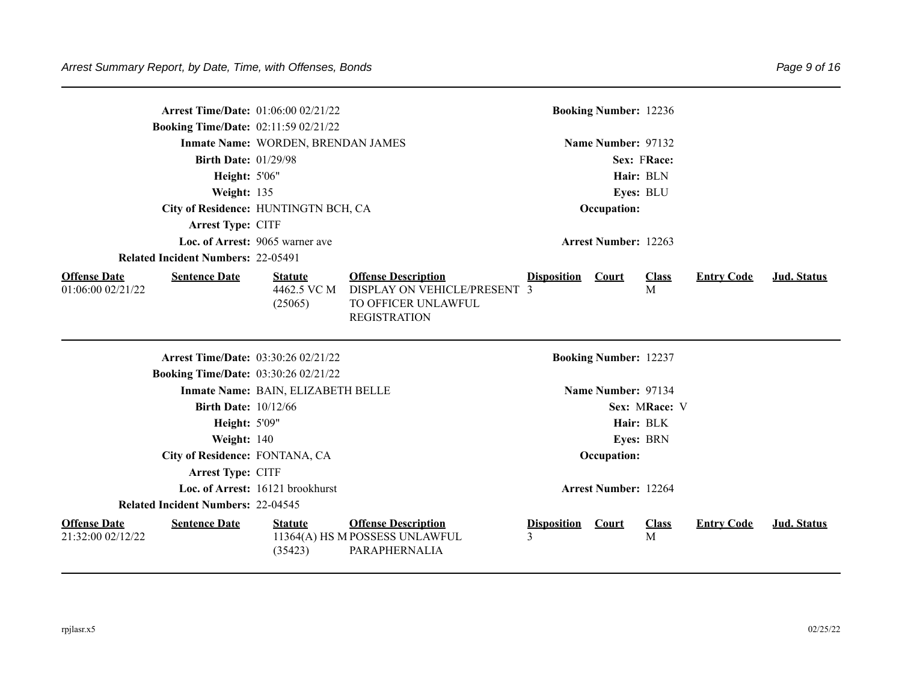**Arrest Time/Date:** 01:06:00 02/21/22
**Booking Time/Date:** 02:11:59 02/21/22
**Inmate Name:** WORDEN, BRENDAN JAMES
**Birth Date:** 01/29/98
**Height:** 5'06"
**Weight:** 135
**City of Residence:** HUNTINGTN BCH, CA
**Arrest Type:** CITF
**Loc. of Arrest:** 9065 warner ave
**Related Incident Numbers:** 22-05491

**Booking Number:** 12236
**Name Number:** 97132
**Sex:** F **Race:**
**Hair:** BLN
**Eyes:** BLU
**Occupation:**
**Arrest Number:** 12263

| Offense Date | Sentence Date | Statute | Offense Description | Disposition | Court | Class | Entry Code | Jud. Status |
|---|---|---|---|---|---|---|---|---|
| 01:06:00 02/21/22 | | 4462.5 VC M (25065) | DISPLAY ON VEHICLE/PRESENT TO OFFICER UNLAWFUL REGISTRATION | 3 | | M | | |

---

**Arrest Time/Date:** 03:30:26 02/21/22
**Booking Time/Date:** 03:30:26 02/21/22
**Inmate Name:** BAIN, ELIZABETH BELLE
**Birth Date:** 10/12/66
**Height:** 5'09"
**Weight:** 140
**City of Residence:** FONTANA, CA
**Arrest Type:** CITF
**Loc. of Arrest:** 16121 brookhurst
**Related Incident Numbers:** 22-04545

**Booking Number:** 12237
**Name Number:** 97134
**Sex:** M **Race:** V
**Hair:** BLK
**Eyes:** BRN
**Occupation:**
**Arrest Number:** 12264

| Offense Date | Sentence Date | Statute | Offense Description | Disposition | Court | Class | Entry Code | Jud. Status |
|---|---|---|---|---|---|---|---|---|
| 21:32:00 02/12/22 | | 11364(A) HS M (35423) | POSSESS UNLAWFUL PARAPHERNALIA | 3 | | M | | |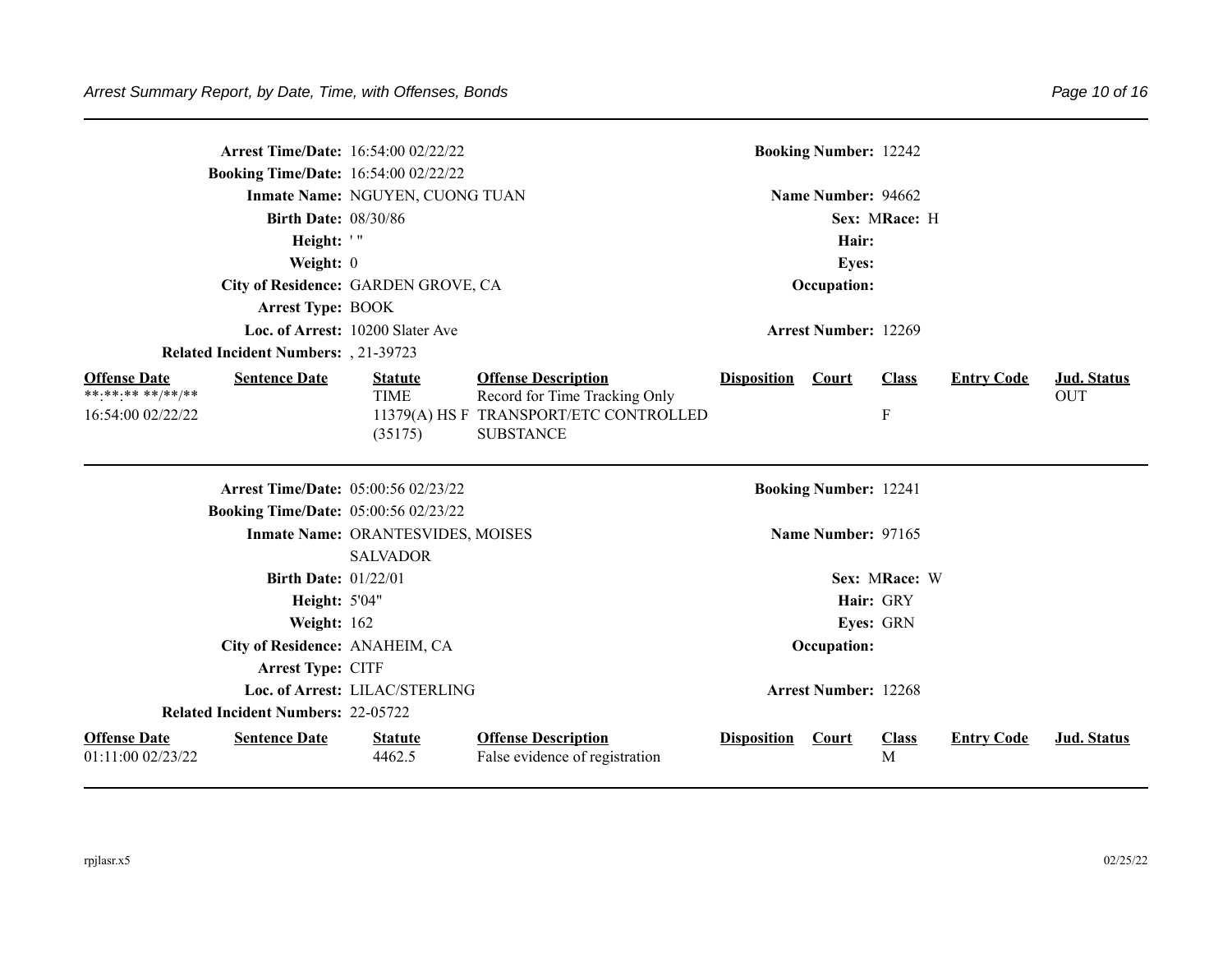**Arrest Time/Date:** 16:54:00 02/22/22 **Booking Number:** 12242
**Booking Time/Date:** 16:54:00 02/22/22
**Inmate Name:** NGUYEN, CUONG TUAN **Name Number:** 94662
**Birth Date:** 08/30/86 **Sex:** M **Race:** H
**Height:** ' "  **Hair:**
**Weight:** 0 **Eyes:**
**City of Residence:** GARDEN GROVE, CA **Occupation:**
**Arrest Type:** BOOK
**Loc. of Arrest:** 10200 Slater Ave **Arrest Number:** 12269
**Related Incident Numbers:** , 21-39723

| Offense Date | Sentence Date | Statute | Offense Description | Disposition | Court | Class | Entry Code | Jud. Status |
|---|---|---|---|---|---|---|---|---|
| **:**:** **/**/** | | TIME | Record for Time Tracking Only | | | | | OUT |
| 16:54:00 02/22/22 | | 11379(A) HS F (35175) | TRANSPORT/ETC CONTROLLED SUBSTANCE | | | F | | |

---

**Arrest Time/Date:** 05:00:56 02/23/22 **Booking Number:** 12241
**Booking Time/Date:** 05:00:56 02/23/22
**Inmate Name:** ORANTESVIDES, MOISES SALVADOR **Name Number:** 97165
**Birth Date:** 01/22/01 **Sex:** M **Race:** W
**Height:** 5'04" **Hair:** GRY
**Weight:** 162 **Eyes:** GRN
**City of Residence:** ANAHEIM, CA **Occupation:**
**Arrest Type:** CITF
**Loc. of Arrest:** LILAC/STERLING **Arrest Number:** 12268
**Related Incident Numbers:** 22-05722

| Offense Date | Sentence Date | Statute | Offense Description | Disposition | Court | Class | Entry Code | Jud. Status |
|---|---|---|---|---|---|---|---|---|
| 01:11:00 02/23/22 | | 4462.5 | False evidence of registration | | | M | | |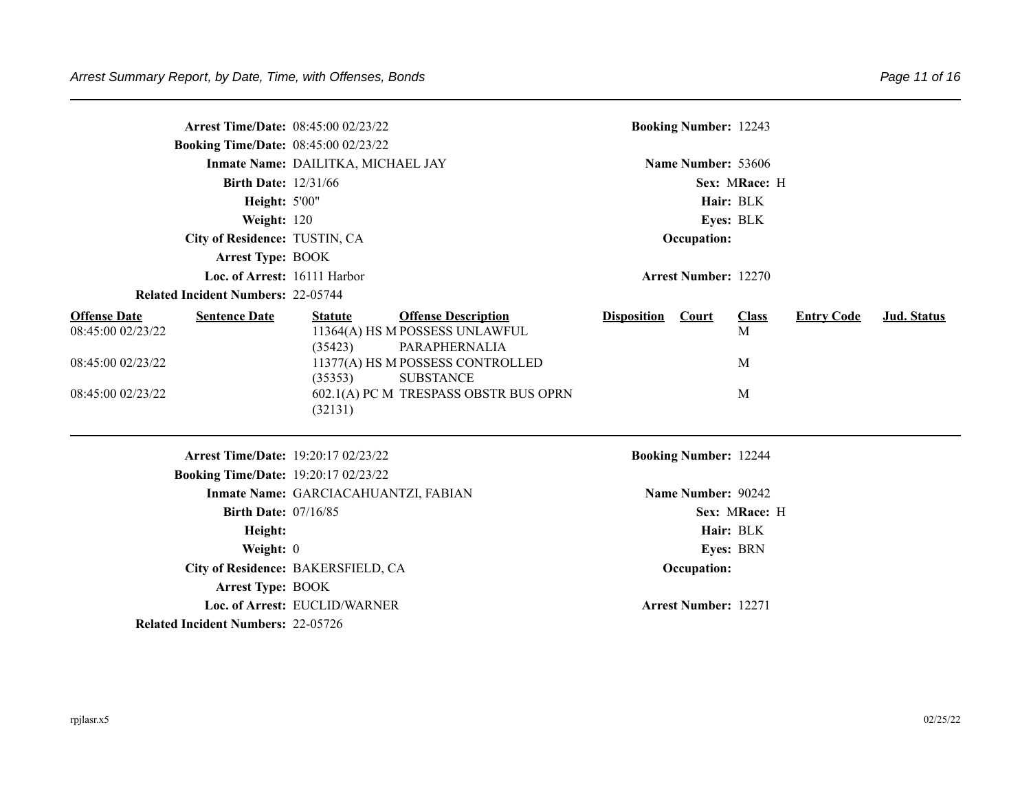**Arrest Time/Date:** 08:45:00 02/23/22
**Booking Number:** 12243
**Booking Time/Date:** 08:45:00 02/23/22
**Inmate Name:** DAILITKA, MICHAEL JAY
**Name Number:** 53606
**Birth Date:** 12/31/66
**Sex:** M **Race:** H
**Height:** 5'00"
**Hair:** BLK
**Weight:** 120
**Eyes:** BLK
**City of Residence:** TUSTIN, CA
**Occupation:**
**Arrest Type:** BOOK
**Loc. of Arrest:** 16111 Harbor
**Arrest Number:** 12270
**Related Incident Numbers:** 22-05744

| Offense Date | Sentence Date | Statute | Offense Description | Disposition | Court | Class | Entry Code | Jud. Status |
|---|---|---|---|---|---|---|---|---|
| 08:45:00 02/23/22 | | 11364(A) HS M (35423) | POSSESS UNLAWFUL PARAPHERNALIA | | | M | | |
| 08:45:00 02/23/22 | | 11377(A) HS M (35353) | POSSESS CONTROLLED SUBSTANCE | | | M | | |
| 08:45:00 02/23/22 | | 602.1(A) PC M (32131) | TRESPASS OBSTR BUS OPRN | | | M | | |

---

**Arrest Time/Date:** 19:20:17 02/23/22
**Booking Number:** 12244
**Booking Time/Date:** 19:20:17 02/23/22
**Inmate Name:** GARCIACAHUANTZI, FABIAN
**Name Number:** 90242
**Birth Date:** 07/16/85
**Sex:** M **Race:** H
**Height:**
**Hair:** BLK
**Weight:** 0
**Eyes:** BRN
**City of Residence:** BAKERSFIELD, CA
**Occupation:**
**Arrest Type:** BOOK
**Loc. of Arrest:** EUCLID/WARNER
**Arrest Number:** 12271
**Related Incident Numbers:** 22-05726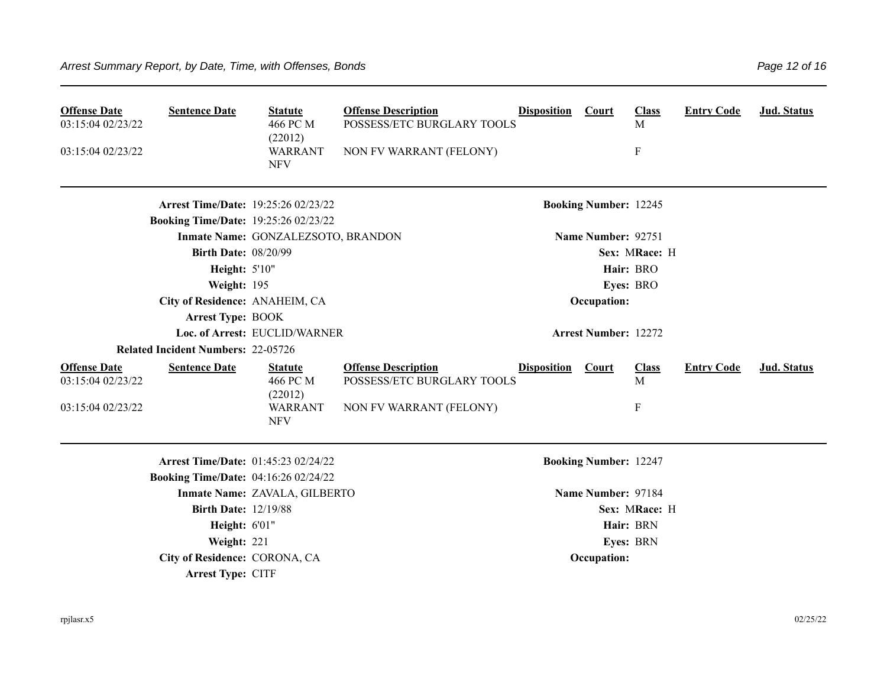| Offense Date | Sentence Date | Statute | Offense Description | Disposition | Court | Class | Entry Code | Jud. Status |
|---|---|---|---|---|---|---|---|---|
| 03:15:04 02/23/22 | | 466 PC M (22012) | POSSESS/ETC BURGLARY TOOLS | | | M | | |
| 03:15:04 02/23/22 | | WARRANT NFV | NON FV WARRANT (FELONY) | | | F | | |

---

**Arrest Time/Date:** 19:25:26 02/23/22 **Booking Number:** 12245
**Booking Time/Date:** 19:25:26 02/23/22
**Inmate Name:** GONZALEZSOTO, BRANDON **Name Number:** 92751
**Birth Date:** 08/20/99 **Sex:** M **Race:** H
**Height:** 5'10" **Hair:** BRO
**Weight:** 195 **Eyes:** BRO
**City of Residence:** ANAHEIM, CA **Occupation:**
**Arrest Type:** BOOK
**Loc. of Arrest:** EUCLID/WARNER **Arrest Number:** 12272
**Related Incident Numbers:** 22-05726

| Offense Date | Sentence Date | Statute | Offense Description | Disposition | Court | Class | Entry Code | Jud. Status |
|---|---|---|---|---|---|---|---|---|
| 03:15:04 02/23/22 | | 466 PC M (22012) | POSSESS/ETC BURGLARY TOOLS | | | M | | |
| 03:15:04 02/23/22 | | WARRANT NFV | NON FV WARRANT (FELONY) | | | F | | |

---

**Arrest Time/Date:** 01:45:23 02/24/22 **Booking Number:** 12247
**Booking Time/Date:** 04:16:26 02/24/22
**Inmate Name:** ZAVALA, GILBERTO **Name Number:** 97184
**Birth Date:** 12/19/88 **Sex:** M **Race:** H
**Height:** 6'01" **Hair:** BRN
**Weight:** 221 **Eyes:** BRN
**City of Residence:** CORONA, CA **Occupation:**
**Arrest Type:** CITF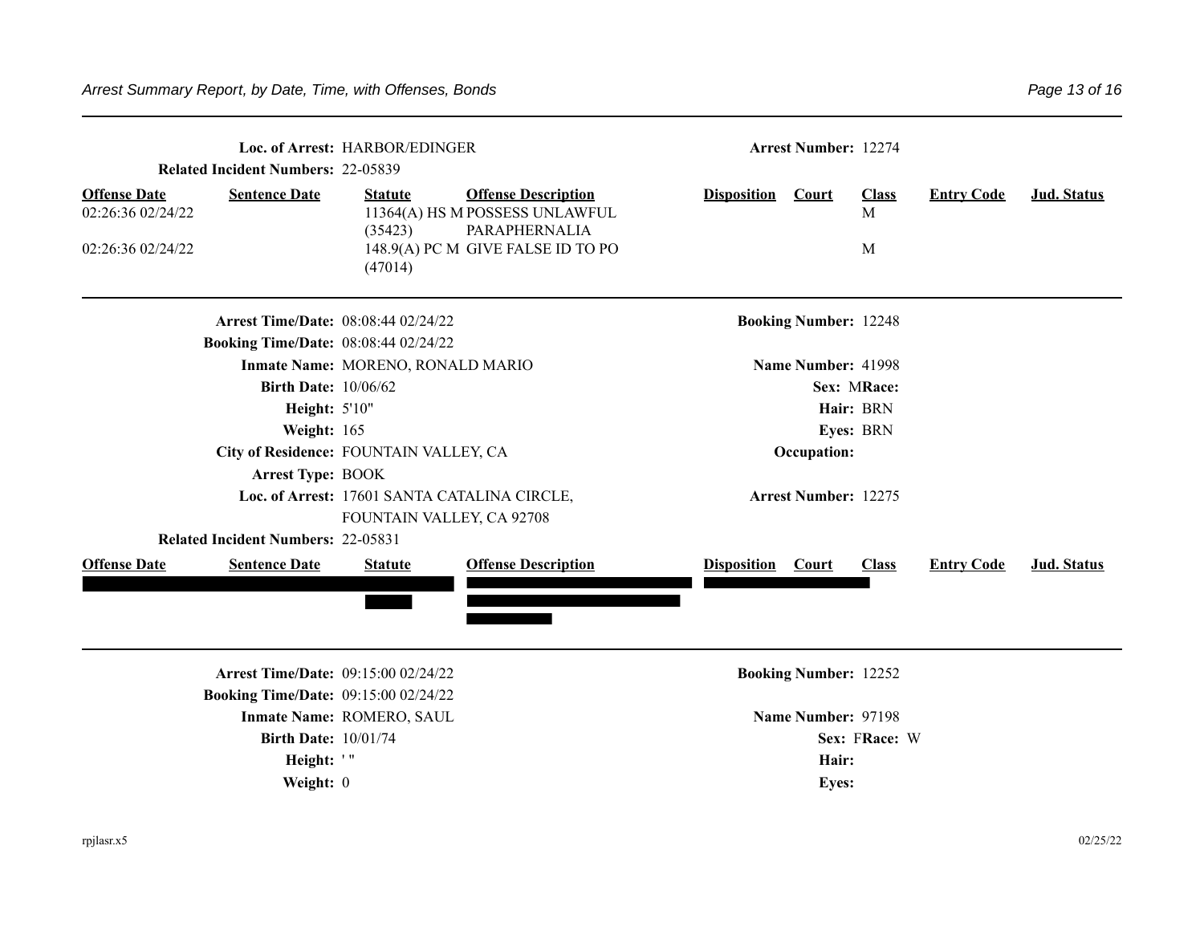**Loc. of Arrest:** HARBOR/EDINGER

**Arrest Number:** 12274

**Related Incident Numbers:** 22-05839

| Offense Date | Sentence Date | Statute | Offense Description | Disposition | Court | Class | Entry Code | Jud. Status |
|---|---|---|---|---|---|---|---|---|
| 02:26:36 02/24/22 | | 11364(A) HS M (35423) | POSSESS UNLAWFUL PARAPHERNALIA | | | M | | |
| 02:26:36 02/24/22 | | 148.9(A) PC M (47014) | GIVE FALSE ID TO PO | | | M | | |

---

**Arrest Time/Date:** 08:08:44 02/24/22

**Booking Number:** 12248

**Booking Time/Date:** 08:08:44 02/24/22

**Inmate Name:** MORENO, RONALD MARIO

**Name Number:** 41998

**Birth Date:** 10/06/62

**Sex:** M **Race:**

**Height:** 5'10"

**Hair:** BRN

**Weight:** 165

**Eyes:** BRN

**City of Residence:** FOUNTAIN VALLEY, CA

**Occupation:**

**Arrest Type:** BOOK

**Loc. of Arrest:** 17601 SANTA CATALINA CIRCLE, FOUNTAIN VALLEY, CA 92708

**Arrest Number:** 12275

**Related Incident Numbers:** 22-05831

| Offense Date | Sentence Date | Statute | Offense Description | Disposition | Court | Class | Entry Code | Jud. Status |
|---|---|---|---|---|---|---|---|---|
| [REDACTED] | [REDACTED] | [REDACTED] | [REDACTED] | [REDACTED] | [REDACTED] | | | |

---

**Arrest Time/Date:** 09:15:00 02/24/22

**Booking Number:** 12252

**Booking Time/Date:** 09:15:00 02/24/22

**Inmate Name:** ROMERO, SAUL

**Name Number:** 97198

**Birth Date:** 10/01/74

**Sex:** F **Race:** W

**Height:** ' "

**Hair:**

**Weight:** 0

**Eyes:**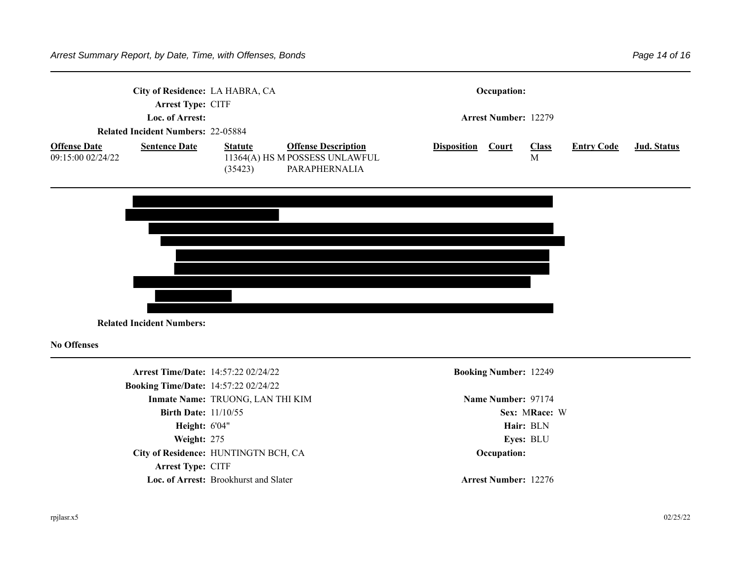**City of Residence:** LA HABRA, CA **Occupation:**

**Arrest Type:** CITF

**Loc. of Arrest:** **Arrest Number:** 12279

**Related Incident Numbers:** 22-05884

| Offense Date | Sentence Date | Statute | Offense Description | Disposition | Court | Class | Entry Code | Jud. Status |
|---|---|---|---|---|---|---|---|---|
| 09:15:00 02/24/22 | | 11364(A) HS M (35423) | POSSESS UNLAWFUL PARAPHERNALIA | | | M | | |

---

**Related Incident Numbers:**

**No Offenses**

---

**Arrest Time/Date:** 14:57:22 02/24/22 **Booking Number:** 12249

**Booking Time/Date:** 14:57:22 02/24/22

**Inmate Name:** TRUONG, LAN THI KIM **Name Number:** 97174

**Birth Date:** 11/10/55 **Sex:** M **Race:** W

**Height:** 6'04" **Hair:** BLN

**Weight:** 275 **Eyes:** BLU

**City of Residence:** HUNTINGTN BCH, CA **Occupation:**

**Arrest Type:** CITF

**Loc. of Arrest:** Brookhurst and Slater **Arrest Number:** 12276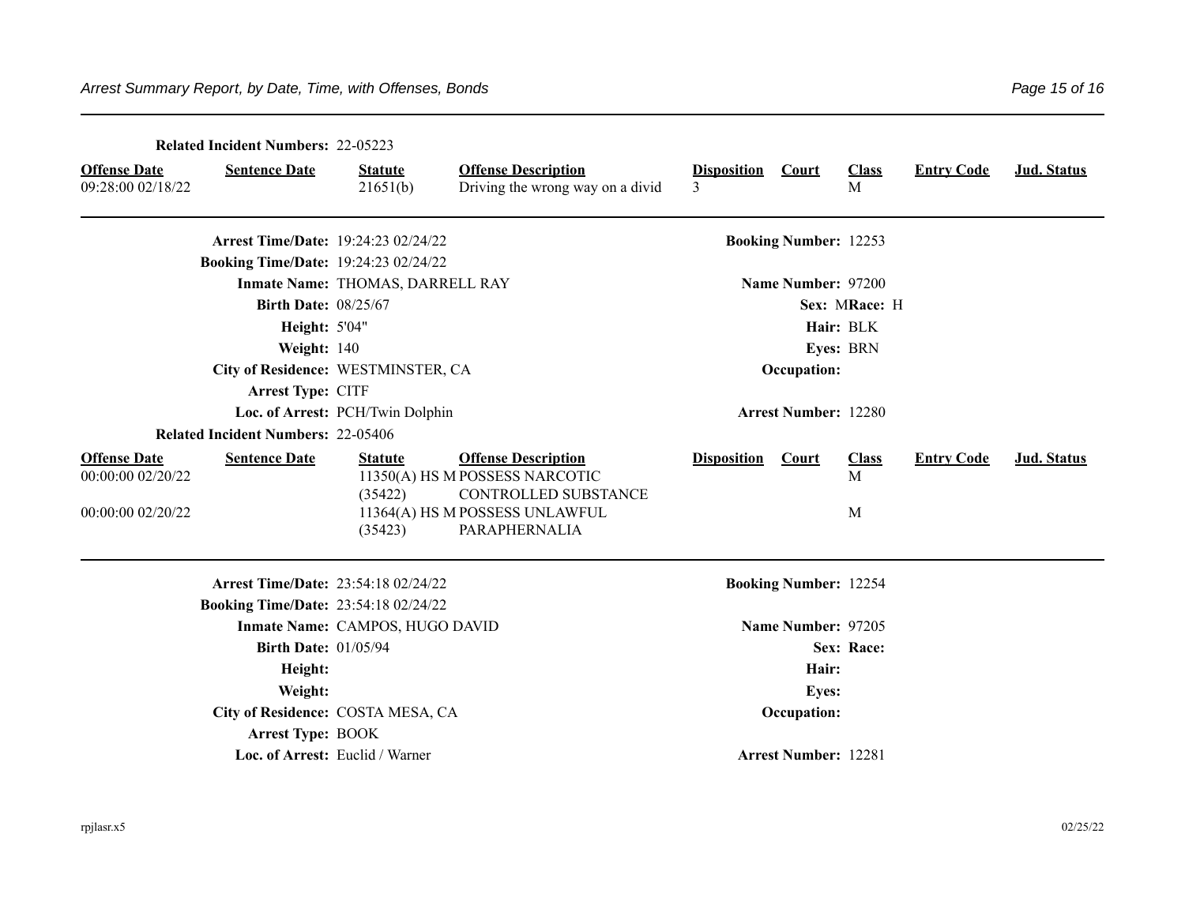**Related Incident Numbers:** 22-05223

| Offense Date | Sentence Date | Statute | Offense Description | Disposition | Court | Class | Entry Code | Jud. Status |
|---|---|---|---|---|---|---|---|---|
| 09:28:00 02/18/22 | | 21651(b) | Driving the wrong way on a divid | 3 | | M | | |

---

**Arrest Time/Date:** 19:24:23 02/24/22 | **Booking Number:** 12253
**Booking Time/Date:** 19:24:23 02/24/22
**Inmate Name:** THOMAS, DARRELL RAY | **Name Number:** 97200
**Birth Date:** 08/25/67 | **Sex:** M **Race:** H
**Height:** 5'04" | **Hair:** BLK
**Weight:** 140 | **Eyes:** BRN
**City of Residence:** WESTMINSTER, CA | **Occupation:**
**Arrest Type:** CITF
**Loc. of Arrest:** PCH/Twin Dolphin | **Arrest Number:** 12280
**Related Incident Numbers:** 22-05406

| Offense Date | Sentence Date | Statute | Offense Description | Disposition | Court | Class | Entry Code | Jud. Status |
|---|---|---|---|---|---|---|---|---|
| 00:00:00 02/20/22 | | 11350(A) HS M (35422) | POSSESS NARCOTIC CONTROLLED SUBSTANCE | | | M | | |
| 00:00:00 02/20/22 | | 11364(A) HS M (35423) | POSSESS UNLAWFUL PARAPHERNALIA | | | M | | |

---

**Arrest Time/Date:** 23:54:18 02/24/22 | **Booking Number:** 12254
**Booking Time/Date:** 23:54:18 02/24/22
**Inmate Name:** CAMPOS, HUGO DAVID | **Name Number:** 97205
**Birth Date:** 01/05/94 | **Sex:** **Race:**
**Height:** | **Hair:**
**Weight:** | **Eyes:**
**City of Residence:** COSTA MESA, CA | **Occupation:**
**Arrest Type:** BOOK
**Loc. of Arrest:** Euclid / Warner | **Arrest Number:** 12281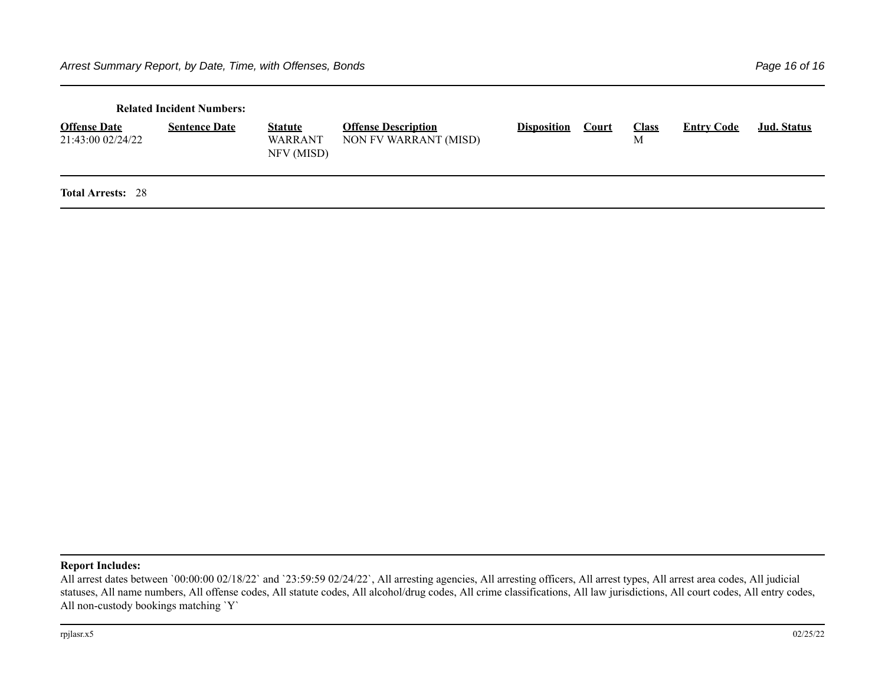**Related Incident Numbers:**

| Offense Date | Sentence Date | Statute | Offense Description | Disposition | Court | Class | Entry Code | Jud. Status |
|---|---|---|---|---|---|---|---|---|
| 21:43:00 02/24/22 | | WARRANT NFV (MISD) | NON FV WARRANT (MISD) | | | M | | |

**Total Arrests:** 28

**Report Includes:**

All arrest dates between `00:00:00 02/18/22` and `23:59:59 02/24/22`, All arresting agencies, All arresting officers, All arrest types, All arrest area codes, All judicial statuses, All name numbers, All offense codes, All statute codes, All alcohol/drug codes, All crime classifications, All law jurisdictions, All court codes, All entry codes, All non-custody bookings matching `Y`

rpjlasr.x5 02/25/22